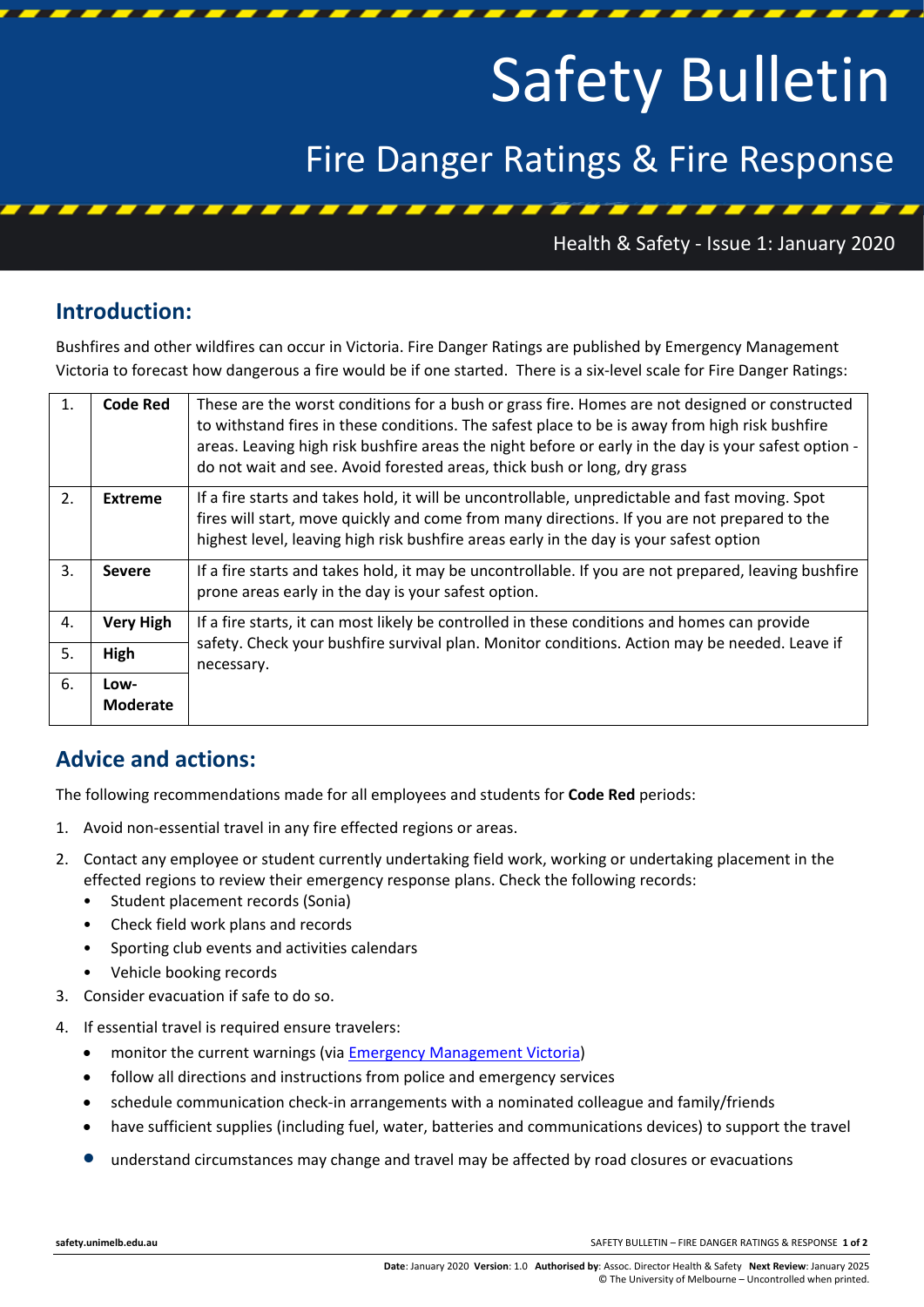# Safety Bulletin

## Fire Danger Ratings & Fire Response

Health & Safety - Issue 1: January 2020

## Introduction:

Bushfires and other wildfires can occur in Victoria. Fire Danger Ratings are published by Emergency Management Victoria to forecast how dangerous a fire would be if one started. There is a six-level scale for Fire Danger Ratings:

| | | |
|---|---|---|
| 1. | **Code Red** | These are the worst conditions for a bush or grass fire. Homes are not designed or constructed to withstand fires in these conditions. The safest place to be is away from high risk bushfire areas. Leaving high risk bushfire areas the night before or early in the day is your safest option - do not wait and see. Avoid forested areas, thick bush or long, dry grass |
| 2. | **Extreme** | If a fire starts and takes hold, it will be uncontrollable, unpredictable and fast moving. Spot fires will start, move quickly and come from many directions. If you are not prepared to the highest level, leaving high risk bushfire areas early in the day is your safest option |
| 3. | **Severe** | If a fire starts and takes hold, it may be uncontrollable. If you are not prepared, leaving bushfire prone areas early in the day is your safest option. |
| 4. | **Very High** | If a fire starts, it can most likely be controlled in these conditions and homes can provide safety. Check your bushfire survival plan. Monitor conditions. Action may be needed. Leave if necessary. |
| 5. | **High** | |
| 6. | **Low-Moderate** | |

## Advice and actions:

The following recommendations made for all employees and students for **Code Red** periods:

1. Avoid non-essential travel in any fire effected regions or areas.
2. Contact any employee or student currently undertaking field work, working or undertaking placement in the effected regions to review their emergency response plans. Check the following records:
   - Student placement records (Sonia)
   - Check field work plans and records
   - Sporting club events and activities calendars
   - Vehicle booking records
3. Consider evacuation if safe to do so.
4. If essential travel is required ensure travelers:
   - monitor the current warnings (via Emergency Management Victoria)
   - follow all directions and instructions from police and emergency services
   - schedule communication check-in arrangements with a nominated colleague and family/friends
   - have sufficient supplies (including fuel, water, batteries and communications devices) to support the travel
   - understand circumstances may change and travel may be affected by road closures or evacuations

**Date**: January 2020 **Version**: 1.0 **Authorised by**: Assoc. Director Health & Safety **Next Review**: January 2025
© The University of Melbourne – Uncontrolled when printed.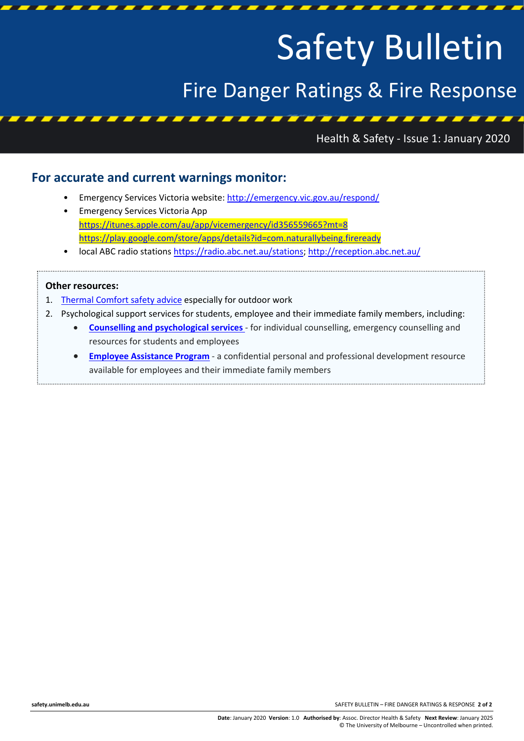# Safety Bulletin

## Fire Danger Ratings & Fire Response

Health & Safety - Issue 1: January 2020

## For accurate and current warnings monitor:

- Emergency Services Victoria website: http://emergency.vic.gov.au/respond/
- Emergency Services Victoria App
  https://itunes.apple.com/au/app/vicemergency/id356559665?mt=8
  https://play.google.com/store/apps/details?id=com.naturallybeing.fireready
- local ABC radio stations https://radio.abc.net.au/stations; http://reception.abc.net.au/

**Other resources:**

1. Thermal Comfort safety advice especially for outdoor work
2. Psychological support services for students, employee and their immediate family members, including:
   - **Counselling and psychological services** - for individual counselling, emergency counselling and resources for students and employees
   - **Employee Assistance Program** - a confidential personal and professional development resource available for employees and their immediate family members

**Date**: January 2020 **Version**: 1.0 **Authorised by**: Assoc. Director Health & Safety **Next Review**: January 2025
© The University of Melbourne – Uncontrolled when printed.